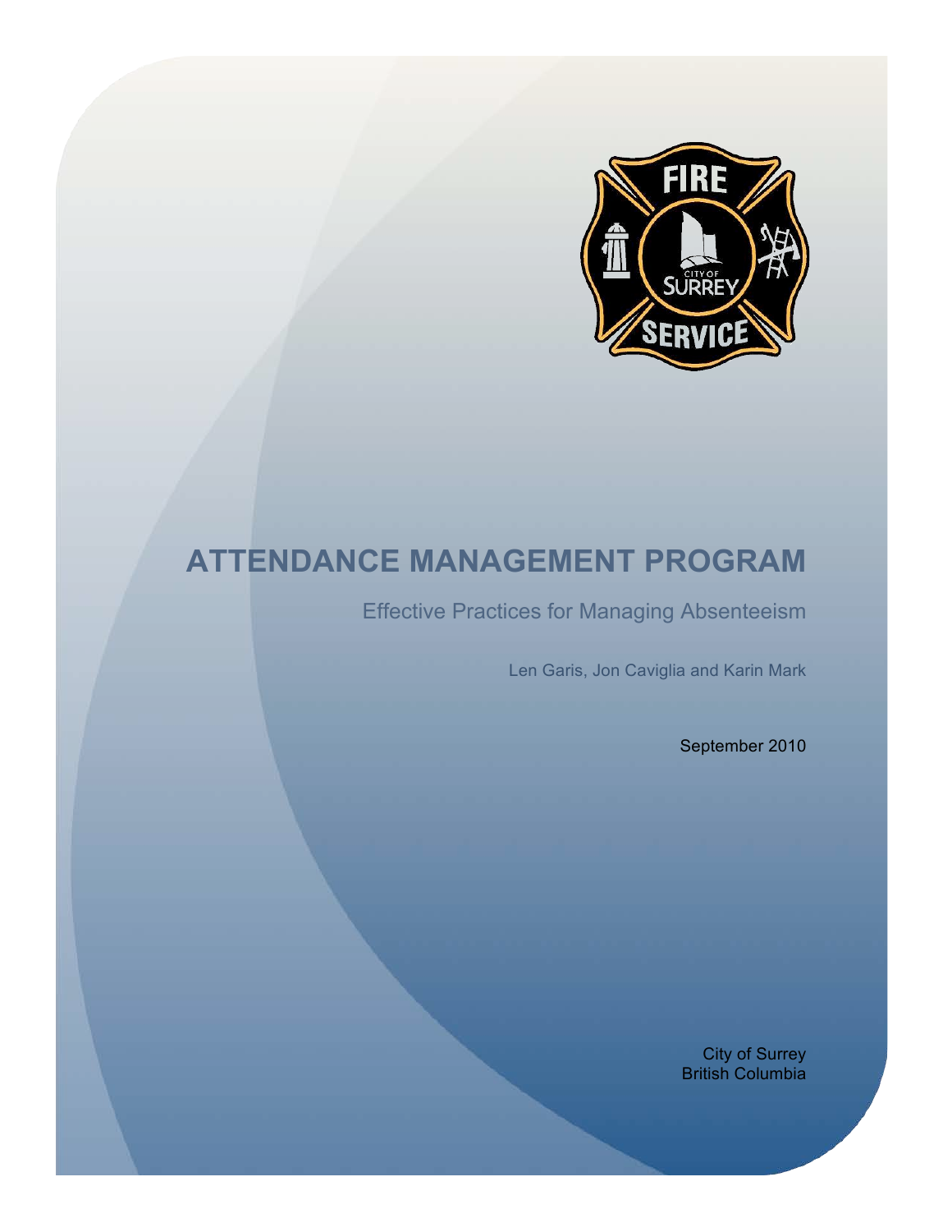# ATTENDANCE MANAGEMENT PROGRAM

## Effective Practices for Managing Absenteeism

Len Garis, Jon Caviglia and Karin Mark

September 2010

City of Surrey
British Columbia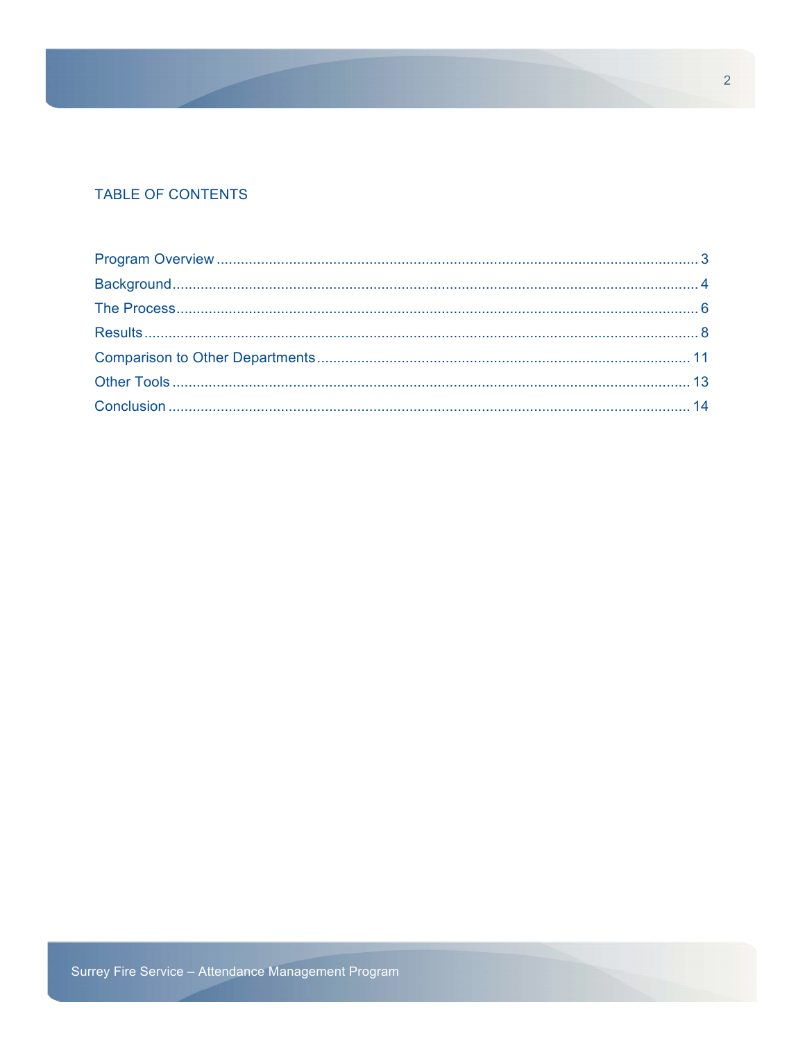## TABLE OF CONTENTS

Program Overview ........................................................................................................................ 3

Background.................................................................................................................................. 4

The Process................................................................................................................................. 6

Results.......................................................................................................................................... 8

Comparison to Other Departments ............................................................................................ 11

Other Tools ................................................................................................................................. 13

Conclusion .................................................................................................................................. 14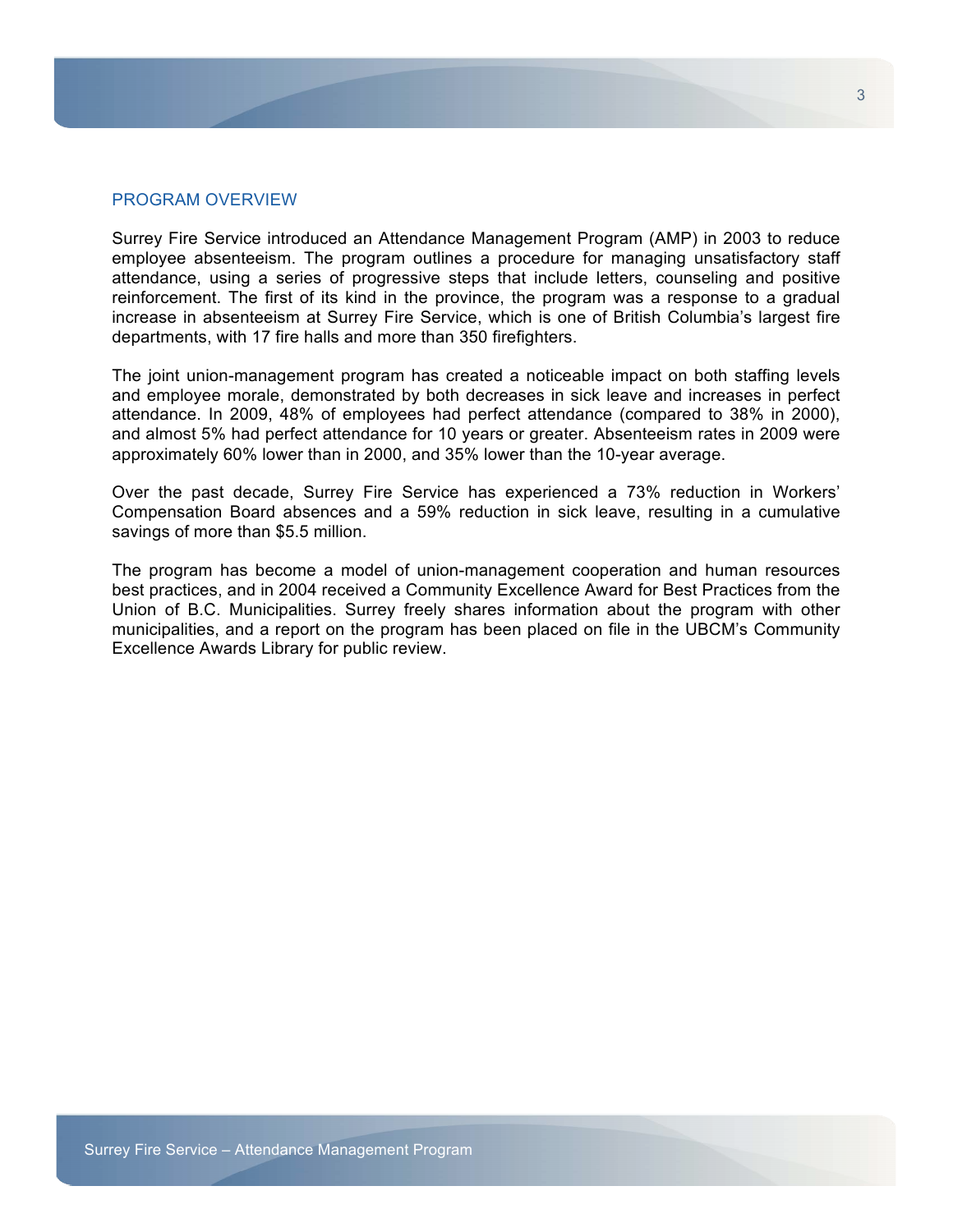## PROGRAM OVERVIEW

Surrey Fire Service introduced an Attendance Management Program (AMP) in 2003 to reduce employee absenteeism. The program outlines a procedure for managing unsatisfactory staff attendance, using a series of progressive steps that include letters, counseling and positive reinforcement. The first of its kind in the province, the program was a response to a gradual increase in absenteeism at Surrey Fire Service, which is one of British Columbia's largest fire departments, with 17 fire halls and more than 350 firefighters.

The joint union-management program has created a noticeable impact on both staffing levels and employee morale, demonstrated by both decreases in sick leave and increases in perfect attendance. In 2009, 48% of employees had perfect attendance (compared to 38% in 2000), and almost 5% had perfect attendance for 10 years or greater. Absenteeism rates in 2009 were approximately 60% lower than in 2000, and 35% lower than the 10-year average.

Over the past decade, Surrey Fire Service has experienced a 73% reduction in Workers' Compensation Board absences and a 59% reduction in sick leave, resulting in a cumulative savings of more than $5.5 million.

The program has become a model of union-management cooperation and human resources best practices, and in 2004 received a Community Excellence Award for Best Practices from the Union of B.C. Municipalities. Surrey freely shares information about the program with other municipalities, and a report on the program has been placed on file in the UBCM's Community Excellence Awards Library for public review.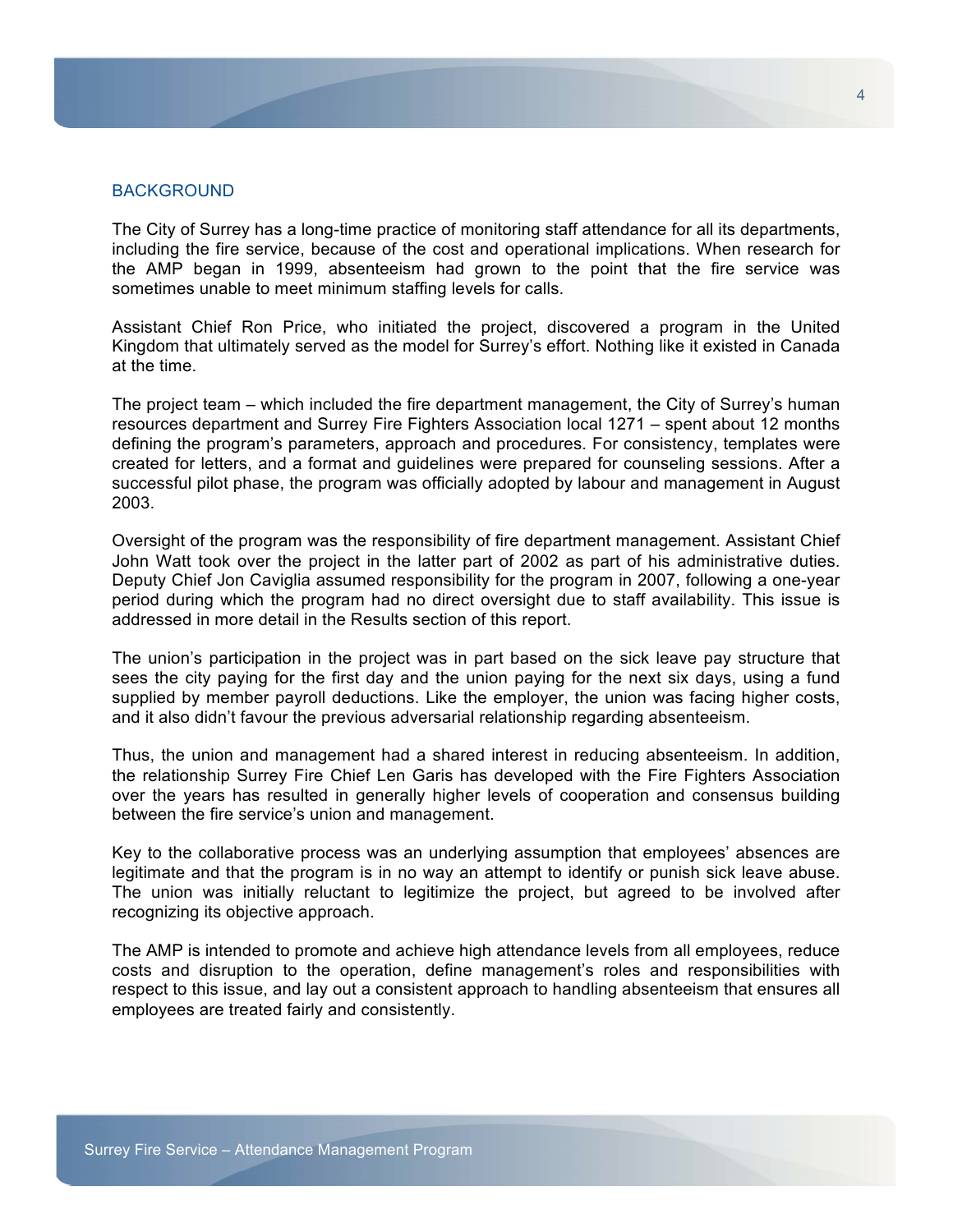## BACKGROUND

The City of Surrey has a long-time practice of monitoring staff attendance for all its departments, including the fire service, because of the cost and operational implications. When research for the AMP began in 1999, absenteeism had grown to the point that the fire service was sometimes unable to meet minimum staffing levels for calls.

Assistant Chief Ron Price, who initiated the project, discovered a program in the United Kingdom that ultimately served as the model for Surrey's effort. Nothing like it existed in Canada at the time.

The project team – which included the fire department management, the City of Surrey's human resources department and Surrey Fire Fighters Association local 1271 – spent about 12 months defining the program's parameters, approach and procedures. For consistency, templates were created for letters, and a format and guidelines were prepared for counseling sessions. After a successful pilot phase, the program was officially adopted by labour and management in August 2003.

Oversight of the program was the responsibility of fire department management. Assistant Chief John Watt took over the project in the latter part of 2002 as part of his administrative duties. Deputy Chief Jon Caviglia assumed responsibility for the program in 2007, following a one-year period during which the program had no direct oversight due to staff availability. This issue is addressed in more detail in the Results section of this report.

The union's participation in the project was in part based on the sick leave pay structure that sees the city paying for the first day and the union paying for the next six days, using a fund supplied by member payroll deductions. Like the employer, the union was facing higher costs, and it also didn't favour the previous adversarial relationship regarding absenteeism.

Thus, the union and management had a shared interest in reducing absenteeism. In addition, the relationship Surrey Fire Chief Len Garis has developed with the Fire Fighters Association over the years has resulted in generally higher levels of cooperation and consensus building between the fire service's union and management.

Key to the collaborative process was an underlying assumption that employees' absences are legitimate and that the program is in no way an attempt to identify or punish sick leave abuse. The union was initially reluctant to legitimize the project, but agreed to be involved after recognizing its objective approach.

The AMP is intended to promote and achieve high attendance levels from all employees, reduce costs and disruption to the operation, define management's roles and responsibilities with respect to this issue, and lay out a consistent approach to handling absenteeism that ensures all employees are treated fairly and consistently.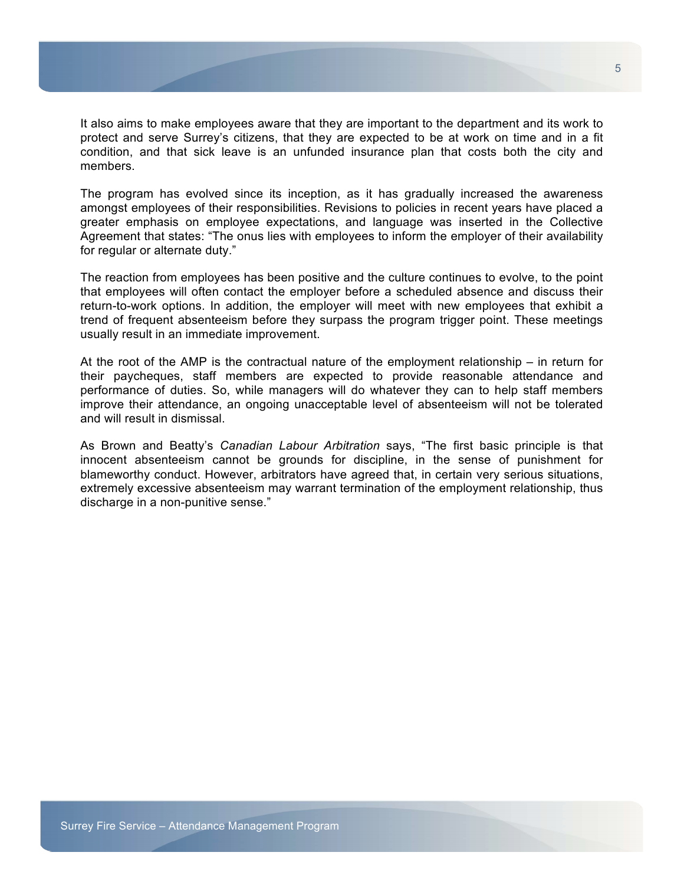It also aims to make employees aware that they are important to the department and its work to protect and serve Surrey's citizens, that they are expected to be at work on time and in a fit condition, and that sick leave is an unfunded insurance plan that costs both the city and members.

The program has evolved since its inception, as it has gradually increased the awareness amongst employees of their responsibilities. Revisions to policies in recent years have placed a greater emphasis on employee expectations, and language was inserted in the Collective Agreement that states: "The onus lies with employees to inform the employer of their availability for regular or alternate duty."

The reaction from employees has been positive and the culture continues to evolve, to the point that employees will often contact the employer before a scheduled absence and discuss their return-to-work options. In addition, the employer will meet with new employees that exhibit a trend of frequent absenteeism before they surpass the program trigger point. These meetings usually result in an immediate improvement.

At the root of the AMP is the contractual nature of the employment relationship – in return for their paycheques, staff members are expected to provide reasonable attendance and performance of duties. So, while managers will do whatever they can to help staff members improve their attendance, an ongoing unacceptable level of absenteeism will not be tolerated and will result in dismissal.

As Brown and Beatty's *Canadian Labour Arbitration* says, "The first basic principle is that innocent absenteeism cannot be grounds for discipline, in the sense of punishment for blameworthy conduct. However, arbitrators have agreed that, in certain very serious situations, extremely excessive absenteeism may warrant termination of the employment relationship, thus discharge in a non-punitive sense."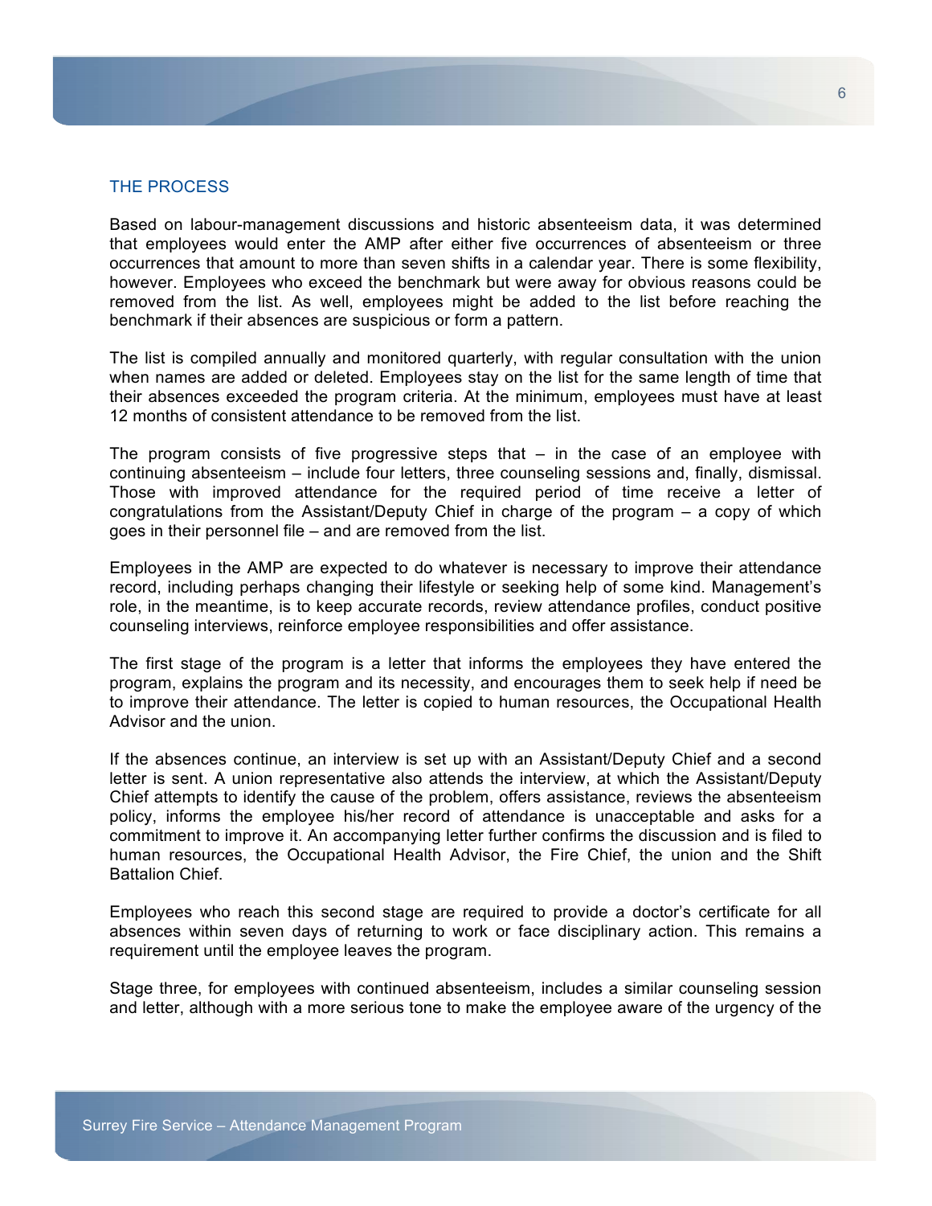## THE PROCESS

Based on labour-management discussions and historic absenteeism data, it was determined that employees would enter the AMP after either five occurrences of absenteeism or three occurrences that amount to more than seven shifts in a calendar year. There is some flexibility, however. Employees who exceed the benchmark but were away for obvious reasons could be removed from the list. As well, employees might be added to the list before reaching the benchmark if their absences are suspicious or form a pattern.

The list is compiled annually and monitored quarterly, with regular consultation with the union when names are added or deleted. Employees stay on the list for the same length of time that their absences exceeded the program criteria. At the minimum, employees must have at least 12 months of consistent attendance to be removed from the list.

The program consists of five progressive steps that – in the case of an employee with continuing absenteeism – include four letters, three counseling sessions and, finally, dismissal. Those with improved attendance for the required period of time receive a letter of congratulations from the Assistant/Deputy Chief in charge of the program – a copy of which goes in their personnel file – and are removed from the list.

Employees in the AMP are expected to do whatever is necessary to improve their attendance record, including perhaps changing their lifestyle or seeking help of some kind. Management's role, in the meantime, is to keep accurate records, review attendance profiles, conduct positive counseling interviews, reinforce employee responsibilities and offer assistance.

The first stage of the program is a letter that informs the employees they have entered the program, explains the program and its necessity, and encourages them to seek help if need be to improve their attendance. The letter is copied to human resources, the Occupational Health Advisor and the union.

If the absences continue, an interview is set up with an Assistant/Deputy Chief and a second letter is sent. A union representative also attends the interview, at which the Assistant/Deputy Chief attempts to identify the cause of the problem, offers assistance, reviews the absenteeism policy, informs the employee his/her record of attendance is unacceptable and asks for a commitment to improve it. An accompanying letter further confirms the discussion and is filed to human resources, the Occupational Health Advisor, the Fire Chief, the union and the Shift Battalion Chief.

Employees who reach this second stage are required to provide a doctor's certificate for all absences within seven days of returning to work or face disciplinary action. This remains a requirement until the employee leaves the program.

Stage three, for employees with continued absenteeism, includes a similar counseling session and letter, although with a more serious tone to make the employee aware of the urgency of the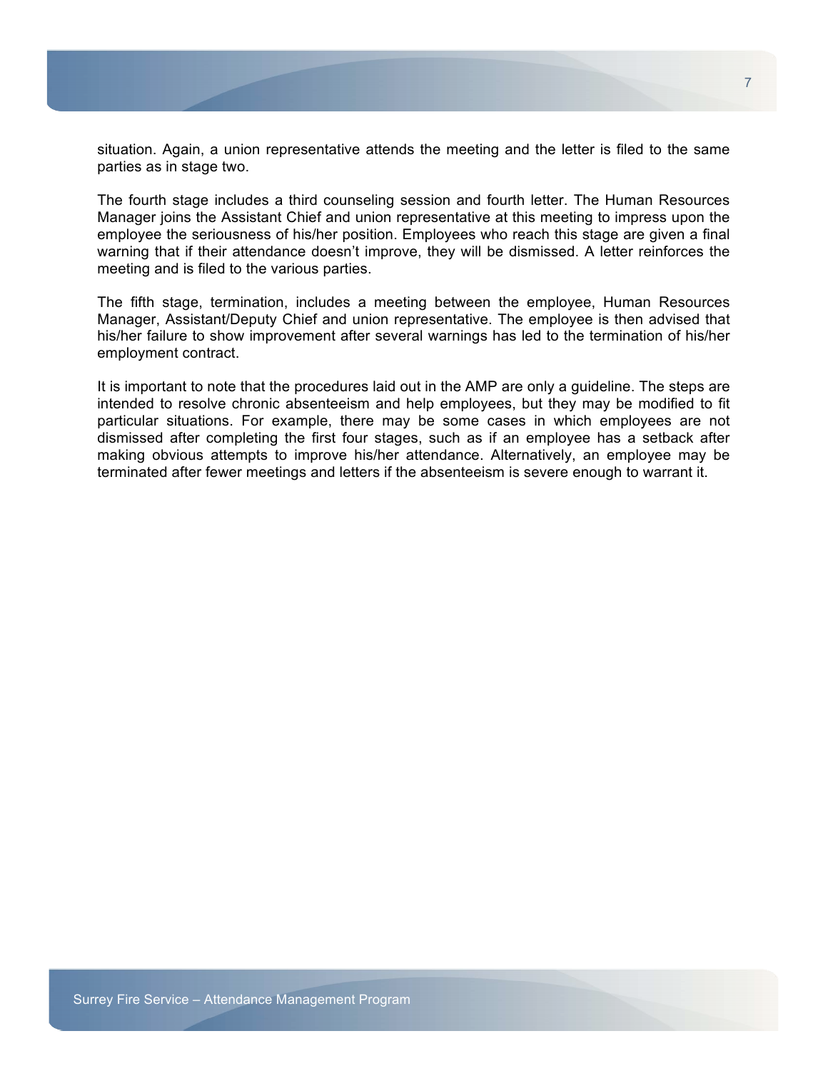situation. Again, a union representative attends the meeting and the letter is filed to the same parties as in stage two.

The fourth stage includes a third counseling session and fourth letter. The Human Resources Manager joins the Assistant Chief and union representative at this meeting to impress upon the employee the seriousness of his/her position. Employees who reach this stage are given a final warning that if their attendance doesn't improve, they will be dismissed. A letter reinforces the meeting and is filed to the various parties.

The fifth stage, termination, includes a meeting between the employee, Human Resources Manager, Assistant/Deputy Chief and union representative. The employee is then advised that his/her failure to show improvement after several warnings has led to the termination of his/her employment contract.

It is important to note that the procedures laid out in the AMP are only a guideline. The steps are intended to resolve chronic absenteeism and help employees, but they may be modified to fit particular situations. For example, there may be some cases in which employees are not dismissed after completing the first four stages, such as if an employee has a setback after making obvious attempts to improve his/her attendance. Alternatively, an employee may be terminated after fewer meetings and letters if the absenteeism is severe enough to warrant it.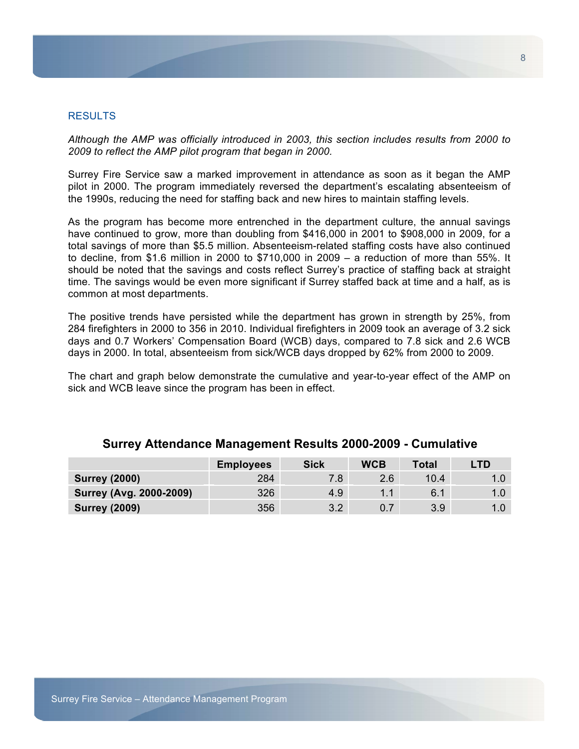## RESULTS

*Although the AMP was officially introduced in 2003, this section includes results from 2000 to 2009 to reflect the AMP pilot program that began in 2000.*

Surrey Fire Service saw a marked improvement in attendance as soon as it began the AMP pilot in 2000. The program immediately reversed the department's escalating absenteeism of the 1990s, reducing the need for staffing back and new hires to maintain staffing levels.

As the program has become more entrenched in the department culture, the annual savings have continued to grow, more than doubling from $416,000 in 2001 to $908,000 in 2009, for a total savings of more than $5.5 million. Absenteeism-related staffing costs have also continued to decline, from $1.6 million in 2000 to $710,000 in 2009 – a reduction of more than 55%. It should be noted that the savings and costs reflect Surrey's practice of staffing back at straight time. The savings would be even more significant if Surrey staffed back at time and a half, as is common at most departments.

The positive trends have persisted while the department has grown in strength by 25%, from 284 firefighters in 2000 to 356 in 2010. Individual firefighters in 2009 took an average of 3.2 sick days and 0.7 Workers' Compensation Board (WCB) days, compared to 7.8 sick and 2.6 WCB days in 2000. In total, absenteeism from sick/WCB days dropped by 62% from 2000 to 2009.

The chart and graph below demonstrate the cumulative and year-to-year effect of the AMP on sick and WCB leave since the program has been in effect.

### Surrey Attendance Management Results 2000-2009 - Cumulative

| | Employees | Sick | WCB | Total | LTD |
|---|---|---|---|---|---|
| **Surrey (2000)** | 284 | 7.8 | 2.6 | 10.4 | 1.0 |
| **Surrey (Avg. 2000-2009)** | 326 | 4.9 | 1.1 | 6.1 | 1.0 |
| **Surrey (2009)** | 356 | 3.2 | 0.7 | 3.9 | 1.0 |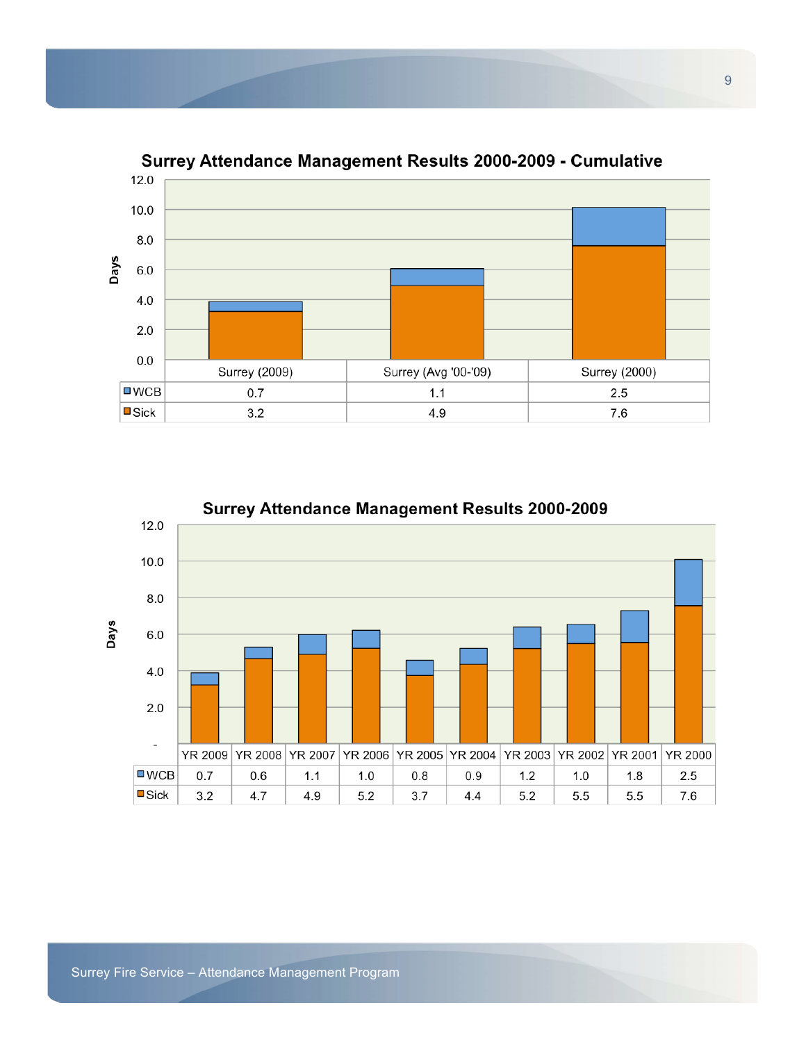## Surrey Attendance Management Results 2000-2009 - Cumulative

| | Surrey (2009) | Surrey (Avg '00-'09) | Surrey (2000) |
|---|---|---|---|
| WCB | 0.7 | 1.1 | 2.5 |
| Sick | 3.2 | 4.9 | 7.6 |

## Surrey Attendance Management Results 2000-2009

| | YR 2009 | YR 2008 | YR 2007 | YR 2006 | YR 2005 | YR 2004 | YR 2003 | YR 2002 | YR 2001 | YR 2000 |
|---|---|---|---|---|---|---|---|---|---|---|
| WCB | 0.7 | 0.6 | 1.1 | 1.0 | 0.8 | 0.9 | 1.2 | 1.0 | 1.8 | 2.5 |
| Sick | 3.2 | 4.7 | 4.9 | 5.2 | 3.7 | 4.4 | 5.2 | 5.5 | 5.5 | 7.6 |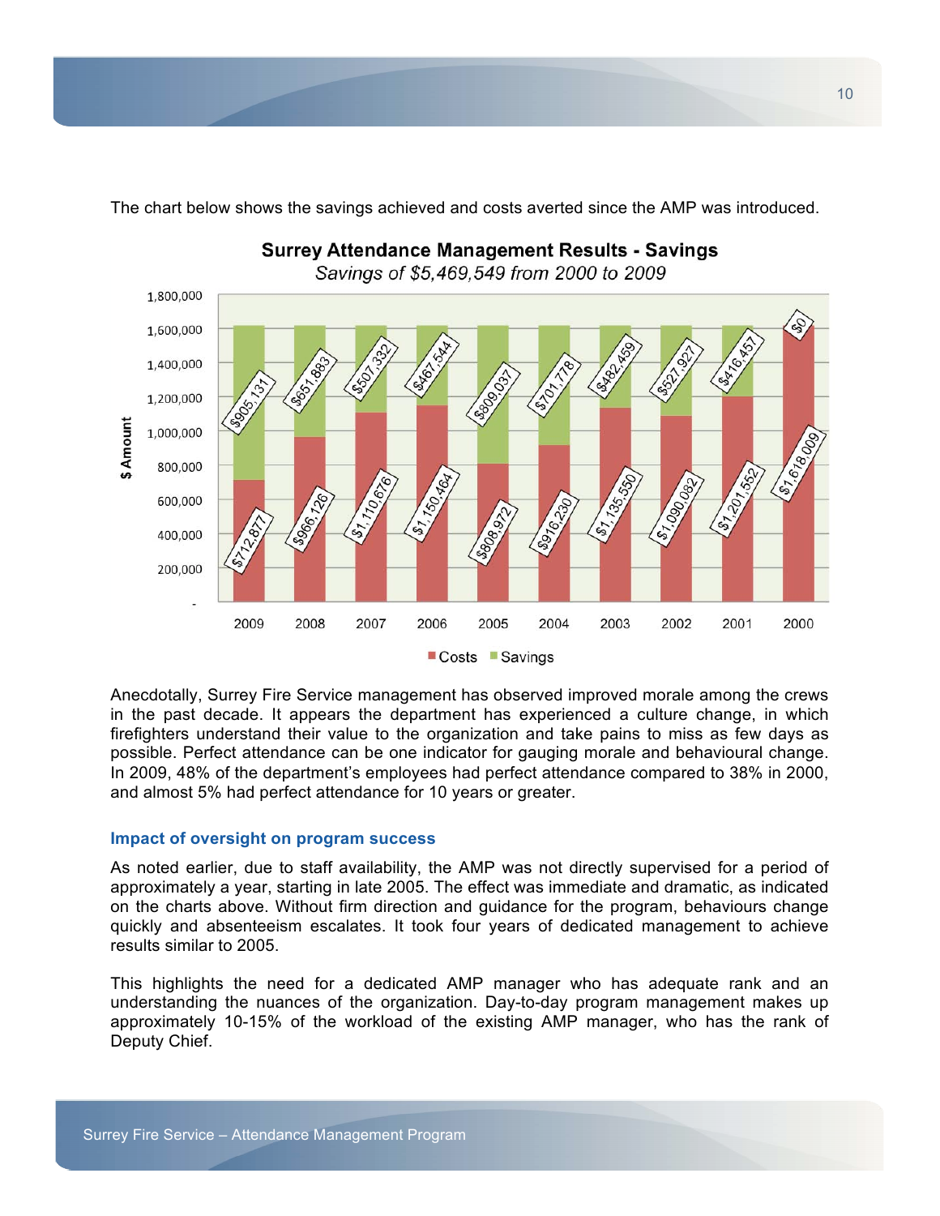The chart below shows the savings achieved and costs averted since the AMP was introduced.

**Surrey Attendance Management Results - Savings**

*Savings of $5,469,549 from 2000 to 2009*

| Year | Costs | Savings |
|---|---|---|
| 2009 | $712,877 | $905,131 |
| 2008 | $966,126 | $651,883 |
| 2007 | $1,110,676 | $507,332 |
| 2006 | $1,150,464 | $467,544 |
| 2005 | $808,972 | $809,037 |
| 2004 | $916,230 | $701,778 |
| 2003 | $1,135,550 | $482,459 |
| 2002 | $1,090,082 | $527,927 |
| 2001 | $1,201,552 | $416,457 |
| 2000 | $1,618,009 | $0 |

Anecdotally, Surrey Fire Service management has observed improved morale among the crews in the past decade. It appears the department has experienced a culture change, in which firefighters understand their value to the organization and take pains to miss as few days as possible. Perfect attendance can be one indicator for gauging morale and behavioural change. In 2009, 48% of the department's employees had perfect attendance compared to 38% in 2000, and almost 5% had perfect attendance for 10 years or greater.

### Impact of oversight on program success

As noted earlier, due to staff availability, the AMP was not directly supervised for a period of approximately a year, starting in late 2005. The effect was immediate and dramatic, as indicated on the charts above. Without firm direction and guidance for the program, behaviours change quickly and absenteeism escalates. It took four years of dedicated management to achieve results similar to 2005.

This highlights the need for a dedicated AMP manager who has adequate rank and an understanding the nuances of the organization. Day-to-day program management makes up approximately 10-15% of the workload of the existing AMP manager, who has the rank of Deputy Chief.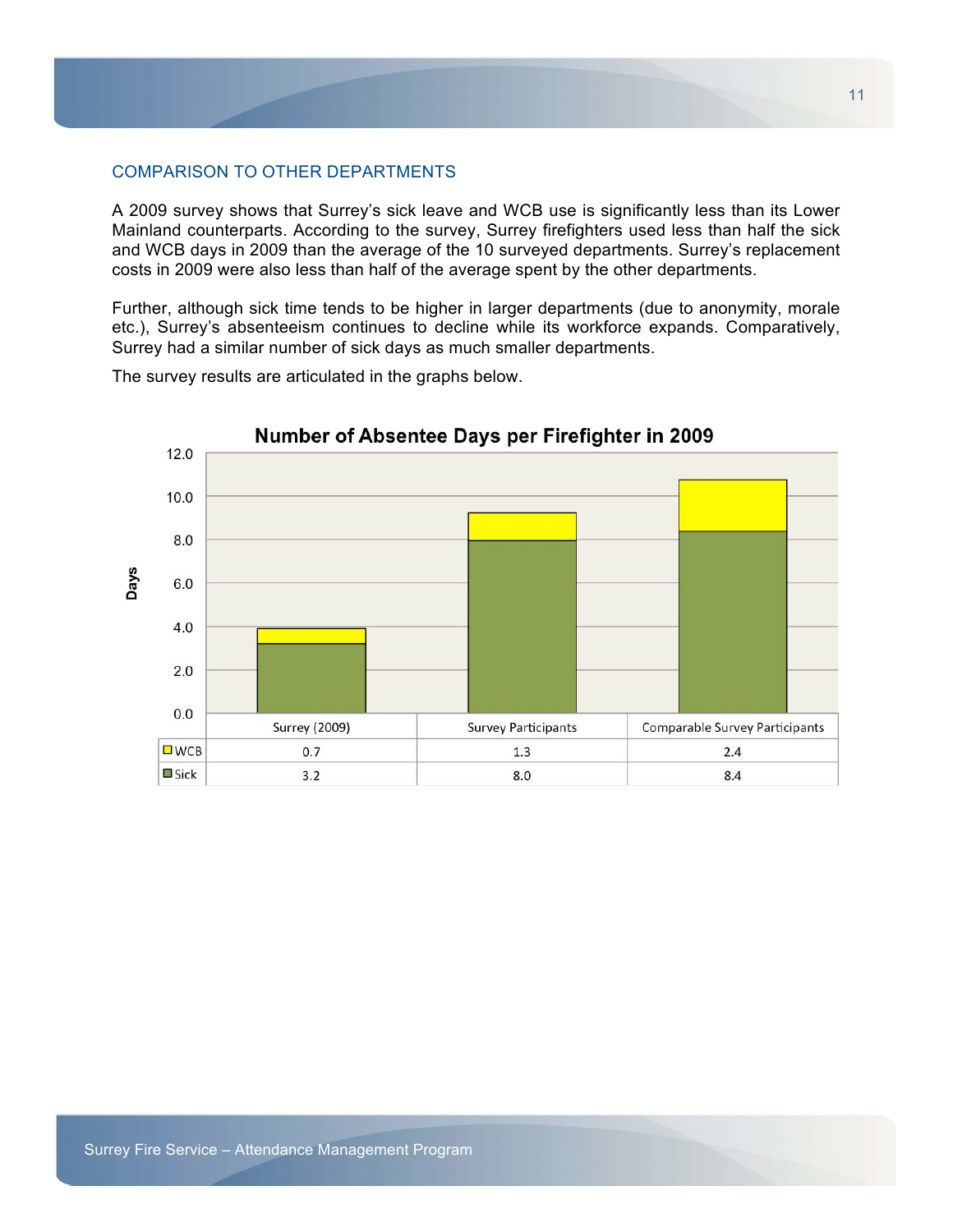## COMPARISON TO OTHER DEPARTMENTS

A 2009 survey shows that Surrey's sick leave and WCB use is significantly less than its Lower Mainland counterparts. According to the survey, Surrey firefighters used less than half the sick and WCB days in 2009 than the average of the 10 surveyed departments. Surrey's replacement costs in 2009 were also less than half of the average spent by the other departments.

Further, although sick time tends to be higher in larger departments (due to anonymity, morale etc.), Surrey's absenteeism continues to decline while its workforce expands. Comparatively, Surrey had a similar number of sick days as much smaller departments.

The survey results are articulated in the graphs below.

**Number of Absentee Days per Firefighter in 2009**

| | Surrey (2009) | Survey Participants | Comparable Survey Participants |
|---|---|---|---|
| WCB | 0.7 | 1.3 | 2.4 |
| Sick | 3.2 | 8.0 | 8.4 |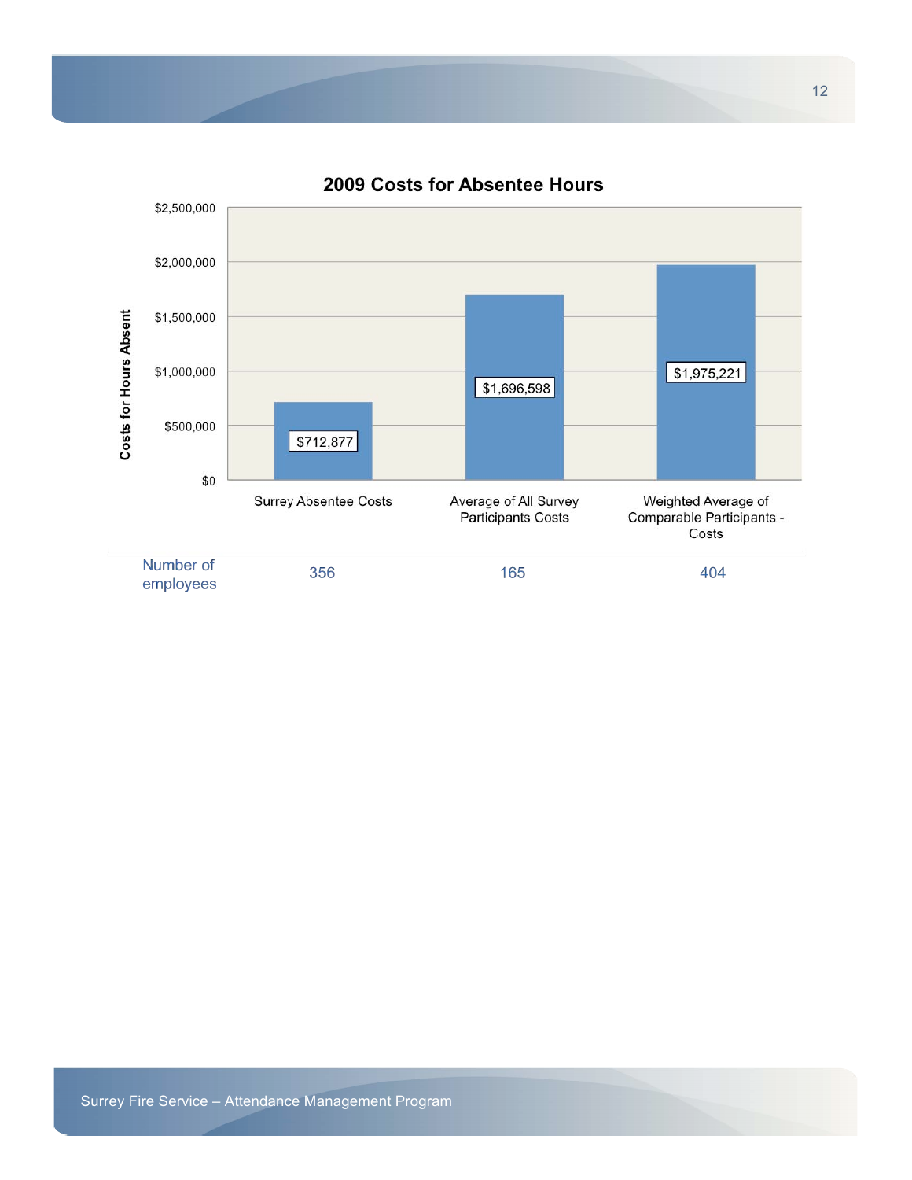## 2009 Costs for Absentee Hours

| | Surrey Absentee Costs | Average of All Survey Participants Costs | Weighted Average of Comparable Participants - Costs |
|---|---|---|---|
| Costs for Hours Absent | $712,877 | $1,696,598 | $1,975,221 |
| Number of employees | 356 | 165 | 404 |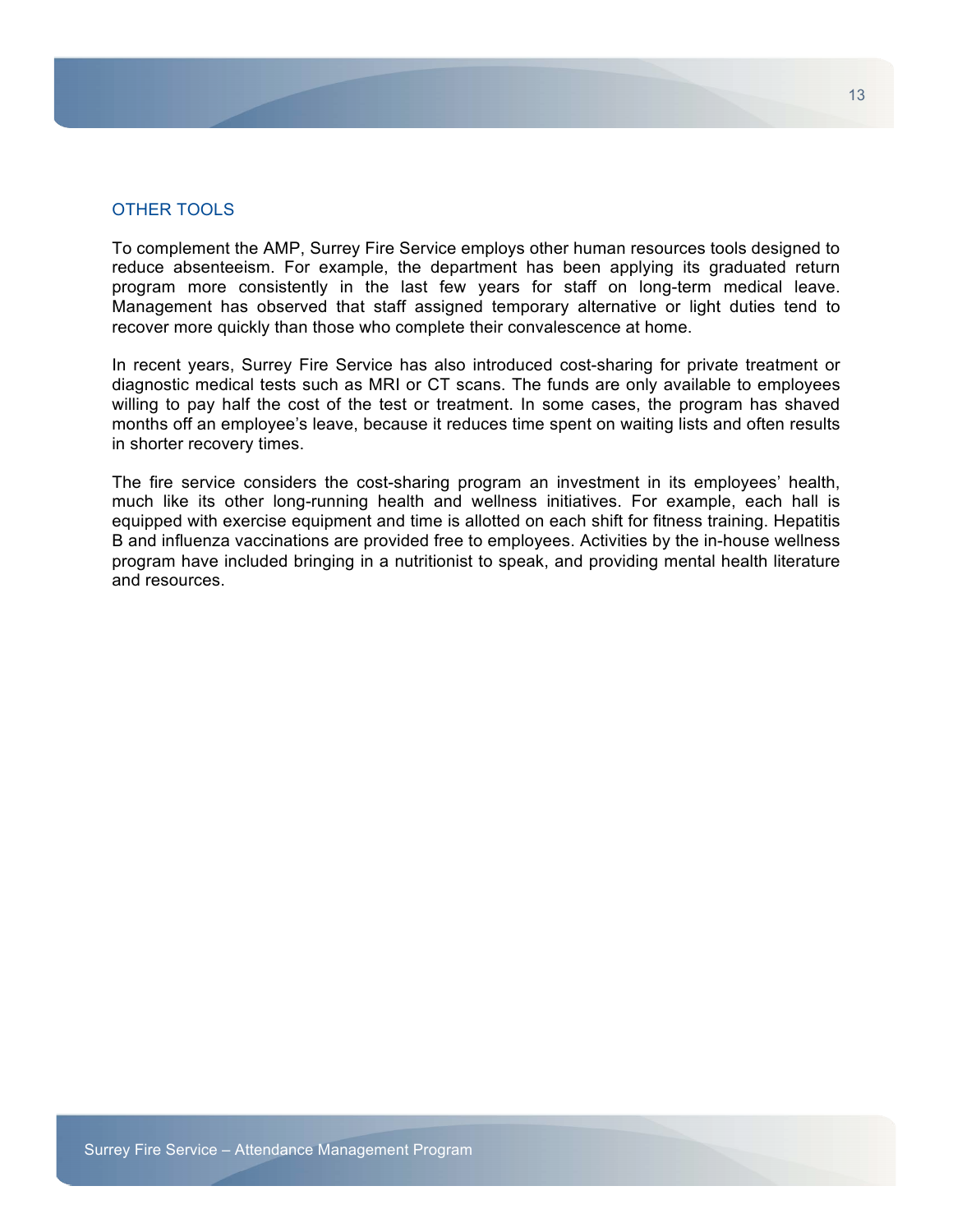## OTHER TOOLS

To complement the AMP, Surrey Fire Service employs other human resources tools designed to reduce absenteeism. For example, the department has been applying its graduated return program more consistently in the last few years for staff on long-term medical leave. Management has observed that staff assigned temporary alternative or light duties tend to recover more quickly than those who complete their convalescence at home.

In recent years, Surrey Fire Service has also introduced cost-sharing for private treatment or diagnostic medical tests such as MRI or CT scans. The funds are only available to employees willing to pay half the cost of the test or treatment. In some cases, the program has shaved months off an employee's leave, because it reduces time spent on waiting lists and often results in shorter recovery times.

The fire service considers the cost-sharing program an investment in its employees' health, much like its other long-running health and wellness initiatives. For example, each hall is equipped with exercise equipment and time is allotted on each shift for fitness training. Hepatitis B and influenza vaccinations are provided free to employees. Activities by the in-house wellness program have included bringing in a nutritionist to speak, and providing mental health literature and resources.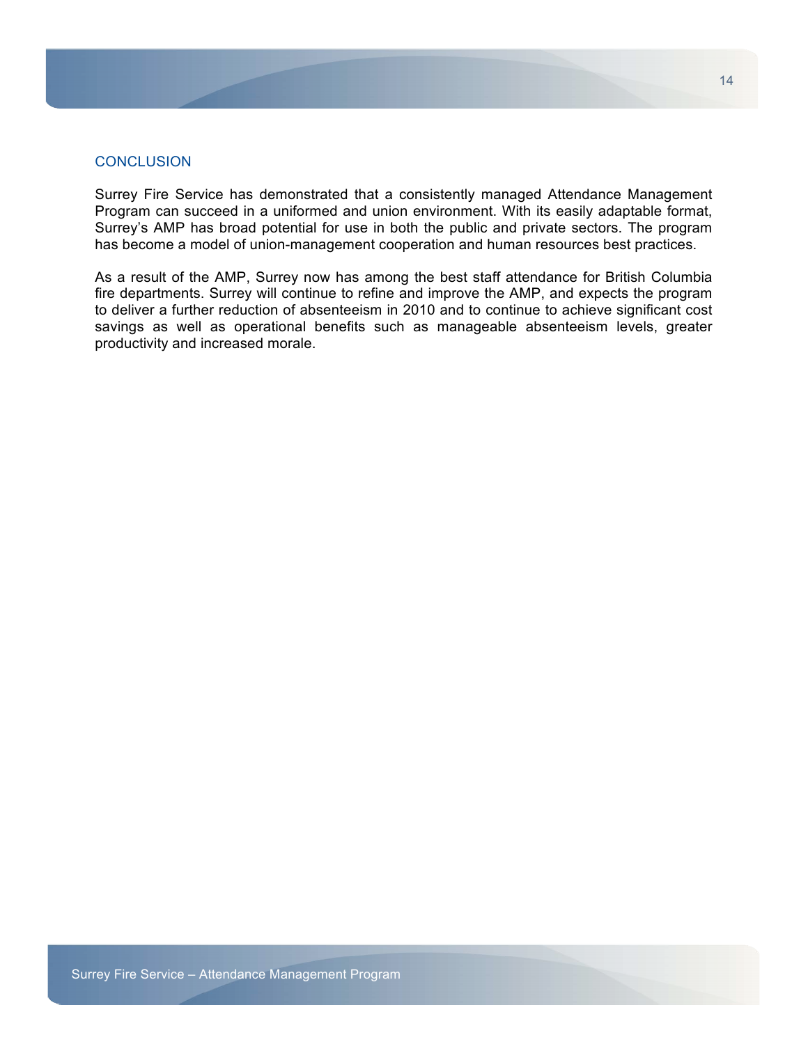## CONCLUSION

Surrey Fire Service has demonstrated that a consistently managed Attendance Management Program can succeed in a uniformed and union environment. With its easily adaptable format, Surrey's AMP has broad potential for use in both the public and private sectors. The program has become a model of union-management cooperation and human resources best practices.

As a result of the AMP, Surrey now has among the best staff attendance for British Columbia fire departments. Surrey will continue to refine and improve the AMP, and expects the program to deliver a further reduction of absenteeism in 2010 and to continue to achieve significant cost savings as well as operational benefits such as manageable absenteeism levels, greater productivity and increased morale.